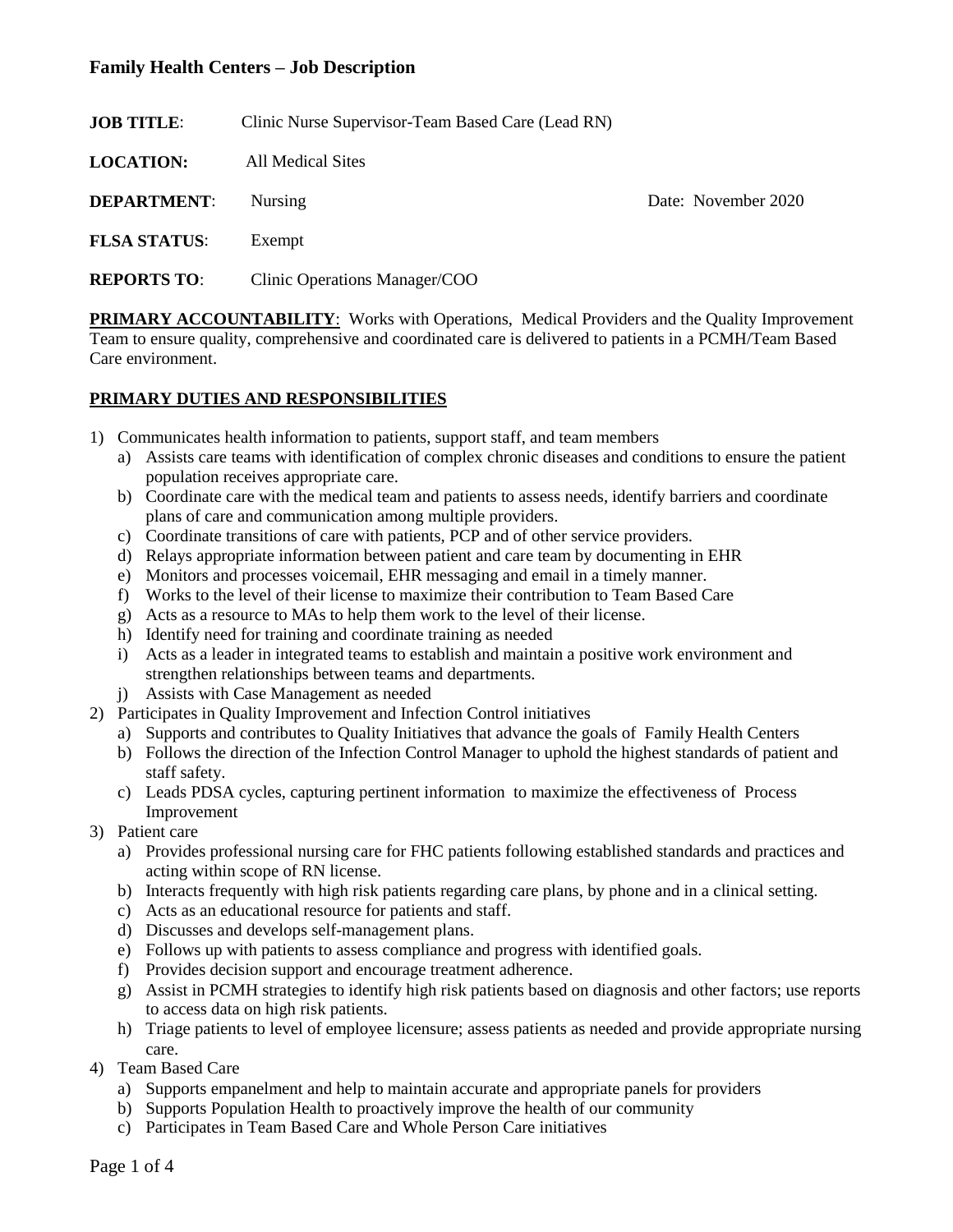## Family Health Centers – Job Description

**JOB TITLE**: Clinic Nurse Supervisor-Team Based Care (Lead RN)

**LOCATION:** All Medical Sites

**DEPARTMENT**: Nursing                    Date: November 2020

**FLSA STATUS**: Exempt

**REPORTS TO**: Clinic Operations Manager/COO

**PRIMARY ACCOUNTABILITY**: Works with Operations, Medical Providers and the Quality Improvement Team to ensure quality, comprehensive and coordinated care is delivered to patients in a PCMH/Team Based Care environment.

**PRIMARY DUTIES AND RESPONSIBILITIES**

1) Communicates health information to patients, support staff, and team members
   a) Assists care teams with identification of complex chronic diseases and conditions to ensure the patient population receives appropriate care.
   b) Coordinate care with the medical team and patients to assess needs, identify barriers and coordinate plans of care and communication among multiple providers.
   c) Coordinate transitions of care with patients, PCP and of other service providers.
   d) Relays appropriate information between patient and care team by documenting in EHR
   e) Monitors and processes voicemail, EHR messaging and email in a timely manner.
   f) Works to the level of their license to maximize their contribution to Team Based Care
   g) Acts as a resource to MAs to help them work to the level of their license.
   h) Identify need for training and coordinate training as needed
   i) Acts as a leader in integrated teams to establish and maintain a positive work environment and strengthen relationships between teams and departments.
   j) Assists with Case Management as needed
2) Participates in Quality Improvement and Infection Control initiatives
   a) Supports and contributes to Quality Initiatives that advance the goals of Family Health Centers
   b) Follows the direction of the Infection Control Manager to uphold the highest standards of patient and staff safety.
   c) Leads PDSA cycles, capturing pertinent information to maximize the effectiveness of Process Improvement
3) Patient care
   a) Provides professional nursing care for FHC patients following established standards and practices and acting within scope of RN license.
   b) Interacts frequently with high risk patients regarding care plans, by phone and in a clinical setting.
   c) Acts as an educational resource for patients and staff.
   d) Discusses and develops self-management plans.
   e) Follows up with patients to assess compliance and progress with identified goals.
   f) Provides decision support and encourage treatment adherence.
   g) Assist in PCMH strategies to identify high risk patients based on diagnosis and other factors; use reports to access data on high risk patients.
   h) Triage patients to level of employee licensure; assess patients as needed and provide appropriate nursing care.
4) Team Based Care
   a) Supports empanelment and help to maintain accurate and appropriate panels for providers
   b) Supports Population Health to proactively improve the health of our community
   c) Participates in Team Based Care and Whole Person Care initiatives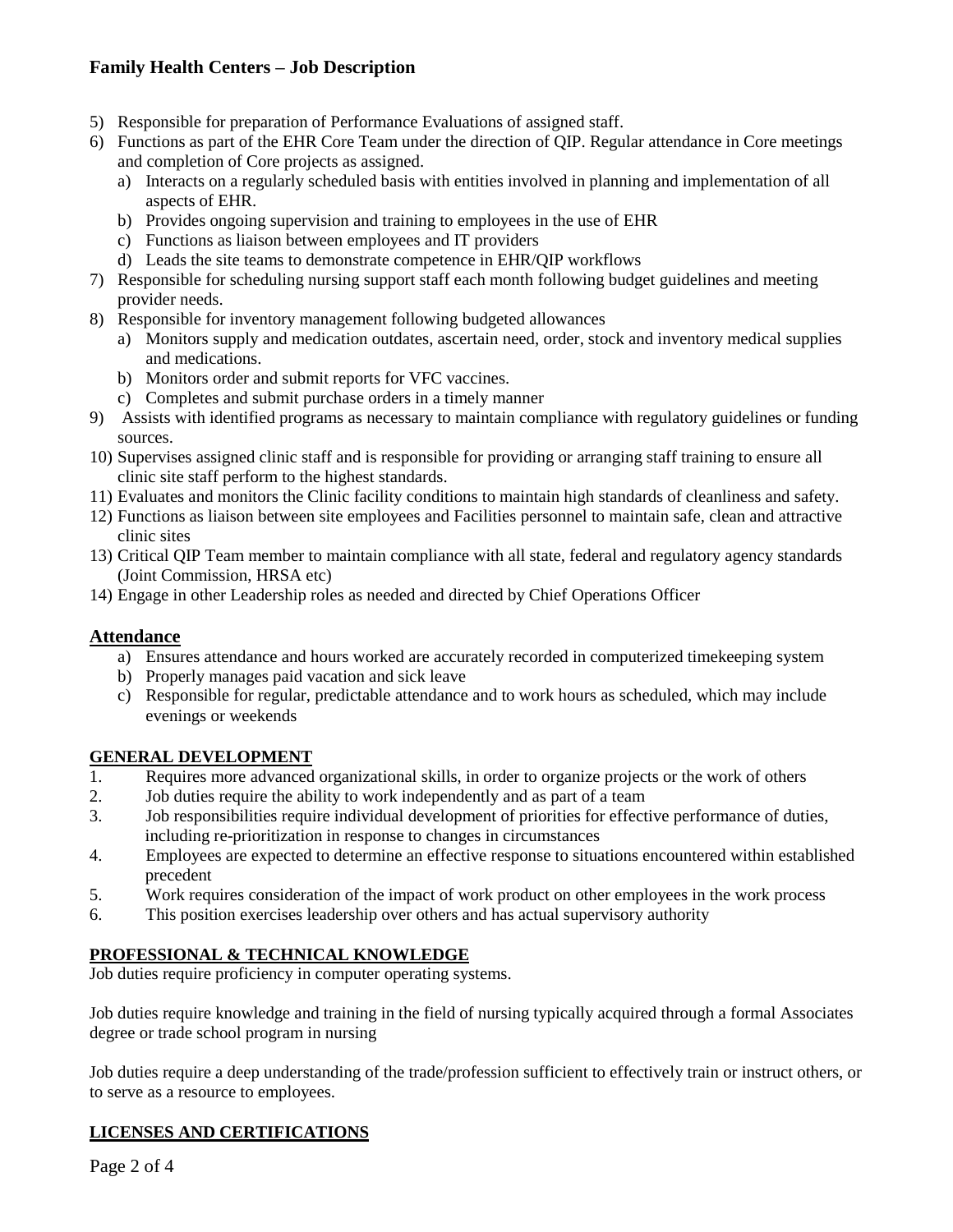5) Responsible for preparation of Performance Evaluations of assigned staff.
6) Functions as part of the EHR Core Team under the direction of QIP. Regular attendance in Core meetings and completion of Core projects as assigned.
   a) Interacts on a regularly scheduled basis with entities involved in planning and implementation of all aspects of EHR.
   b) Provides ongoing supervision and training to employees in the use of EHR
   c) Functions as liaison between employees and IT providers
   d) Leads the site teams to demonstrate competence in EHR/QIP workflows
7) Responsible for scheduling nursing support staff each month following budget guidelines and meeting provider needs.
8) Responsible for inventory management following budgeted allowances
   a) Monitors supply and medication outdates, ascertain need, order, stock and inventory medical supplies and medications.
   b) Monitors order and submit reports for VFC vaccines.
   c) Completes and submit purchase orders in a timely manner
9) Assists with identified programs as necessary to maintain compliance with regulatory guidelines or funding sources.
10) Supervises assigned clinic staff and is responsible for providing or arranging staff training to ensure all clinic site staff perform to the highest standards.
11) Evaluates and monitors the Clinic facility conditions to maintain high standards of cleanliness and safety.
12) Functions as liaison between site employees and Facilities personnel to maintain safe, clean and attractive clinic sites
13) Critical QIP Team member to maintain compliance with all state, federal and regulatory agency standards (Joint Commission, HRSA etc)
14) Engage in other Leadership roles as needed and directed by Chief Operations Officer

## Attendance

a) Ensures attendance and hours worked are accurately recorded in computerized timekeeping system
b) Properly manages paid vacation and sick leave
c) Responsible for regular, predictable attendance and to work hours as scheduled, which may include evenings or weekends

## GENERAL DEVELOPMENT

1. Requires more advanced organizational skills, in order to organize projects or the work of others
2. Job duties require the ability to work independently and as part of a team
3. Job responsibilities require individual development of priorities for effective performance of duties, including re-prioritization in response to changes in circumstances
4. Employees are expected to determine an effective response to situations encountered within established precedent
5. Work requires consideration of the impact of work product on other employees in the work process
6. This position exercises leadership over others and has actual supervisory authority

## PROFESSIONAL & TECHNICAL KNOWLEDGE

Job duties require proficiency in computer operating systems.

Job duties require knowledge and training in the field of nursing typically acquired through a formal Associates degree or trade school program in nursing

Job duties require a deep understanding of the trade/profession sufficient to effectively train or instruct others, or to serve as a resource to employees.

## LICENSES AND CERTIFICATIONS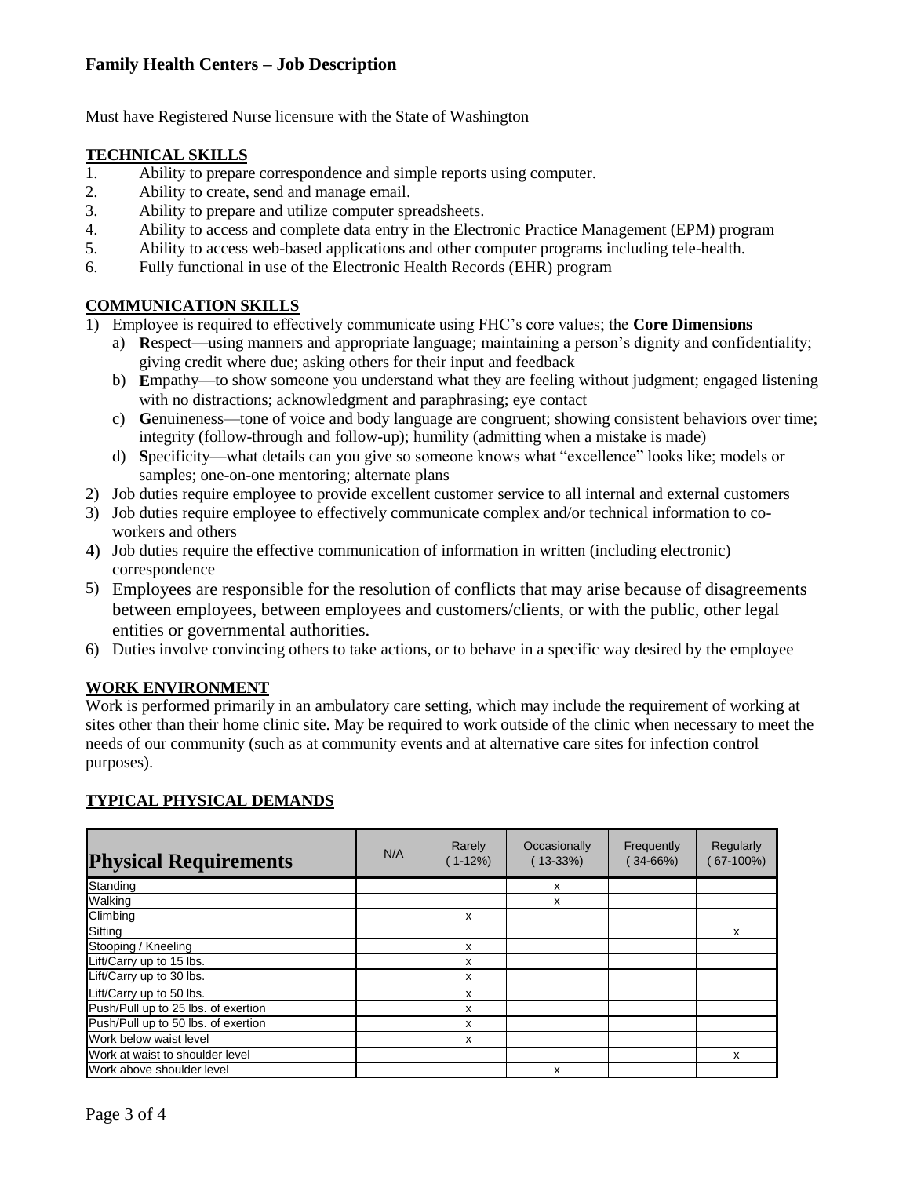Must have Registered Nurse licensure with the State of Washington

## TECHNICAL SKILLS

1. Ability to prepare correspondence and simple reports using computer.
2. Ability to create, send and manage email.
3. Ability to prepare and utilize computer spreadsheets.
4. Ability to access and complete data entry in the Electronic Practice Management (EPM) program
5. Ability to access web-based applications and other computer programs including tele-health.
6. Fully functional in use of the Electronic Health Records (EHR) program

## COMMUNICATION SKILLS

1) Employee is required to effectively communicate using FHC's core values; the **Core Dimensions**
   a) **R**espect—using manners and appropriate language; maintaining a person's dignity and confidentiality; giving credit where due; asking others for their input and feedback
   b) **E**mpathy—to show someone you understand what they are feeling without judgment; engaged listening with no distractions; acknowledgment and paraphrasing; eye contact
   c) **G**enuineness—tone of voice and body language are congruent; showing consistent behaviors over time; integrity (follow-through and follow-up); humility (admitting when a mistake is made)
   d) **S**pecificity—what details can you give so someone knows what "excellence" looks like; models or samples; one-on-one mentoring; alternate plans
2) Job duties require employee to provide excellent customer service to all internal and external customers
3) Job duties require employee to effectively communicate complex and/or technical information to co-workers and others
4) Job duties require the effective communication of information in written (including electronic) correspondence
5) Employees are responsible for the resolution of conflicts that may arise because of disagreements between employees, between employees and customers/clients, or with the public, other legal entities or governmental authorities.
6) Duties involve convincing others to take actions, or to behave in a specific way desired by the employee

## WORK ENVIRONMENT

Work is performed primarily in an ambulatory care setting, which may include the requirement of working at sites other than their home clinic site. May be required to work outside of the clinic when necessary to meet the needs of our community (such as at community events and at alternative care sites for infection control purposes).

## TYPICAL PHYSICAL DEMANDS

| Physical Requirements | N/A | Rarely (1-12%) | Occasionally (13-33%) | Frequently (34-66%) | Regularly (67-100%) |
|---|---|---|---|---|---|
| Standing | | | x | | |
| Walking | | | x | | |
| Climbing | | x | | | |
| Sitting | | | | | x |
| Stooping / Kneeling | | x | | | |
| Lift/Carry up to 15 lbs. | | x | | | |
| Lift/Carry up to 30 lbs. | | x | | | |
| Lift/Carry up to 50 lbs. | | x | | | |
| Push/Pull up to 25 lbs. of exertion | | x | | | |
| Push/Pull up to 50 lbs. of exertion | | x | | | |
| Work below waist level | | x | | | |
| Work at waist to shoulder level | | | | | x |
| Work above shoulder level | | | x | | |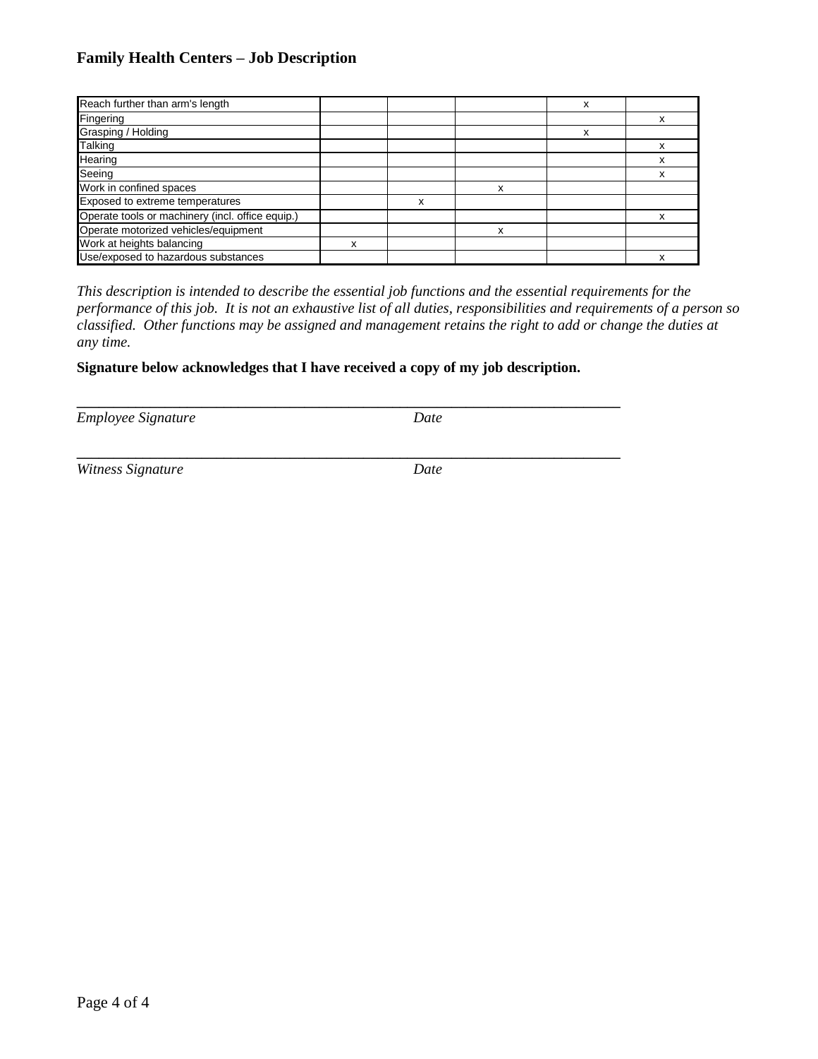| | | | | | |
|---|---|---|---|---|---|
| Reach further than arm's length | | | | x | |
| Fingering | | | | | x |
| Grasping / Holding | | | | x | |
| Talking | | | | | x |
| Hearing | | | | | x |
| Seeing | | | | | x |
| Work in confined spaces | | | x | | |
| Exposed to extreme temperatures | | x | | | |
| Operate tools or machinery (incl. office equip.) | | | | | x |
| Operate motorized vehicles/equipment | | | x | | |
| Work at heights balancing | x | | | | |
| Use/exposed to hazardous substances | | | | | x |

*This description is intended to describe the essential job functions and the essential requirements for the performance of this job. It is not an exhaustive list of all duties, responsibilities and requirements of a person so classified. Other functions may be assigned and management retains the right to add or change the duties at any time.*

**Signature below acknowledges that I have received a copy of my job description.**

\_\_\_\_\_\_\_\_\_\_\_\_\_\_\_\_\_\_\_\_\_\_\_\_\_\_\_\_\_\_\_\_\_\_\_\_\_\_\_\_\_\_\_\_\_\_\_\_\_\_\_\_\_\_\_\_\_\_\_\_\_\_\_\_\_\_\_\_\_\_

*Employee Signature* *Date*

\_\_\_\_\_\_\_\_\_\_\_\_\_\_\_\_\_\_\_\_\_\_\_\_\_\_\_\_\_\_\_\_\_\_\_\_\_\_\_\_\_\_\_\_\_\_\_\_\_\_\_\_\_\_\_\_\_\_\_\_\_\_\_\_\_\_\_\_\_\_

*Witness Signature* *Date*